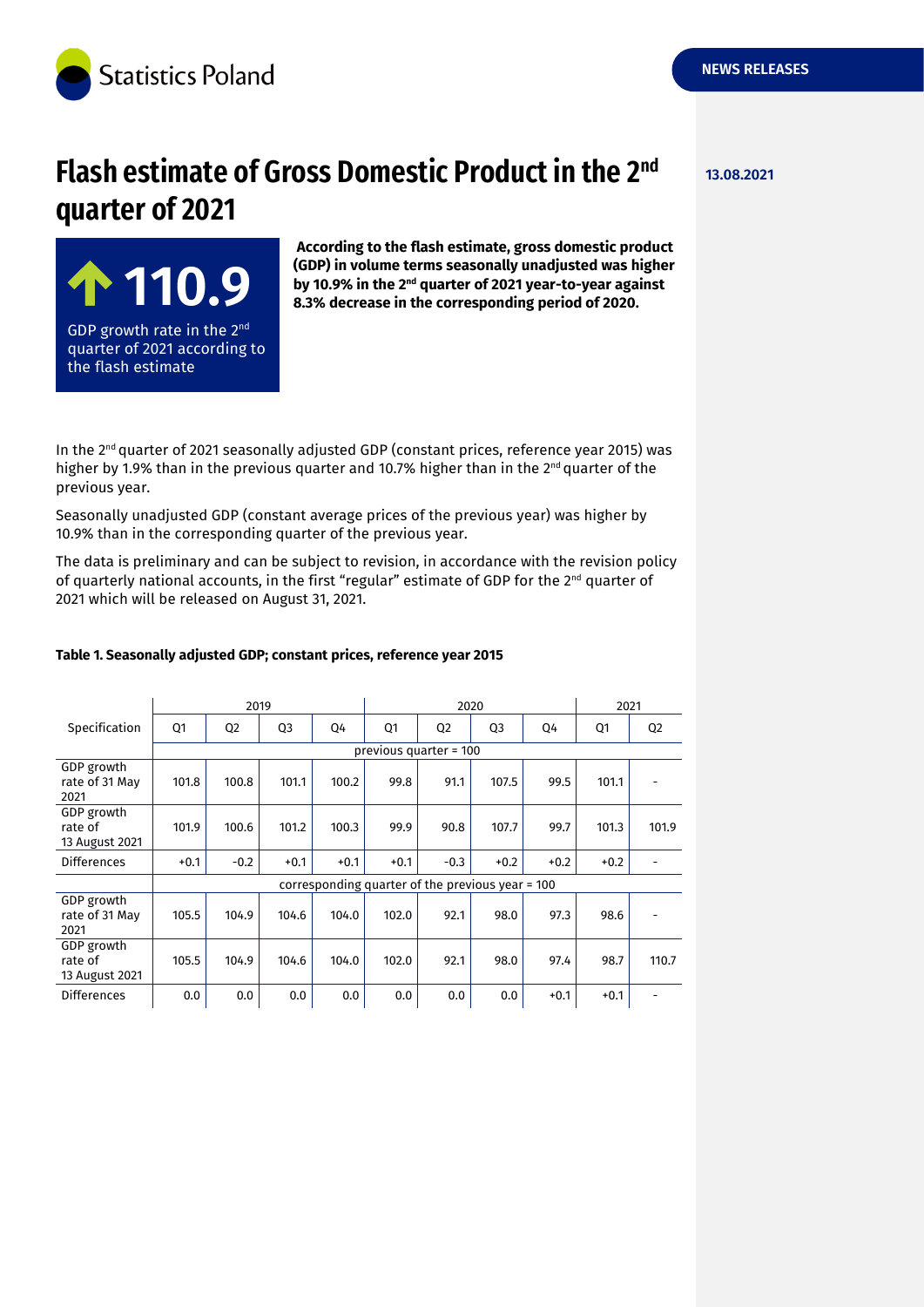Statistics Poland

NEWS RELEASES

13.08.2021

# Flash estimate of Gross Domestic Product in the 2nd quarter of 2021

**110.9**

GDP growth rate in the 2nd quarter of 2021 according to the flash estimate

**According to the flash estimate, gross domestic product (GDP) in volume terms seasonally unadjusted was higher by 10.9% in the 2nd quarter of 2021 year-to-year against 8.3% decrease in the corresponding period of 2020.**

In the 2nd quarter of 2021 seasonally adjusted GDP (constant prices, reference year 2015) was higher by 1.9% than in the previous quarter and 10.7% higher than in the 2nd quarter of the previous year.

Seasonally unadjusted GDP (constant average prices of the previous year) was higher by 10.9% than in the corresponding quarter of the previous year.

The data is preliminary and can be subject to revision, in accordance with the revision policy of quarterly national accounts, in the first "regular" estimate of GDP for the 2nd quarter of 2021 which will be released on August 31, 2021.

**Table 1. Seasonally adjusted GDP; constant prices, reference year 2015**

| Specification | 2019 | | | | 2020 | | | | 2021 | |
|---|---|---|---|---|---|---|---|---|---|---|
| | Q1 | Q2 | Q3 | Q4 | Q1 | Q2 | Q3 | Q4 | Q1 | Q2 |
| | previous quarter = 100 | | | | | | | | | |
| GDP growth rate of 31 May 2021 | 101.8 | 100.8 | 101.1 | 100.2 | 99.8 | 91.1 | 107.5 | 99.5 | 101.1 | - |
| GDP growth rate of 13 August 2021 | 101.9 | 100.6 | 101.2 | 100.3 | 99.9 | 90.8 | 107.7 | 99.7 | 101.3 | 101.9 |
| Differences | +0.1 | -0.2 | +0.1 | +0.1 | +0.1 | -0.3 | +0.2 | +0.2 | +0.2 | - |
| | corresponding quarter of the previous year = 100 | | | | | | | | | |
| GDP growth rate of 31 May 2021 | 105.5 | 104.9 | 104.6 | 104.0 | 102.0 | 92.1 | 98.0 | 97.3 | 98.6 | - |
| GDP growth rate of 13 August 2021 | 105.5 | 104.9 | 104.6 | 104.0 | 102.0 | 92.1 | 98.0 | 97.4 | 98.7 | 110.7 |
| Differences | 0.0 | 0.0 | 0.0 | 0.0 | 0.0 | 0.0 | 0.0 | +0.1 | +0.1 | - |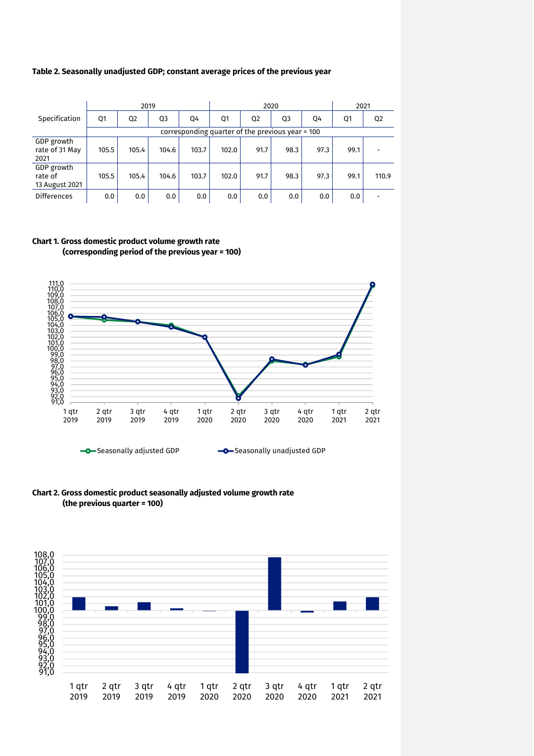**Table 2. Seasonally unadjusted GDP; constant average prices of the previous year**

| Specification | 2019 | | | | 2020 | | | | 2021 | |
|---|---|---|---|---|---|---|---|---|---|---|
| | Q1 | Q2 | Q3 | Q4 | Q1 | Q2 | Q3 | Q4 | Q1 | Q2 |
| | corresponding quarter of the previous year = 100 | | | | | | | | | |
| GDP growth rate of 31 May 2021 | 105.5 | 105.4 | 104.6 | 103.7 | 102.0 | 91.7 | 98.3 | 97.3 | 99.1 | - |
| GDP growth rate of 13 August 2021 | 105.5 | 105.4 | 104.6 | 103.7 | 102.0 | 91.7 | 98.3 | 97.3 | 99.1 | 110.9 |
| Differences | 0.0 | 0.0 | 0.0 | 0.0 | 0.0 | 0.0 | 0.0 | 0.0 | 0.0 | - |

**Chart 1. Gross domestic product volume growth rate (corresponding period of the previous year = 100)**

**Chart 2. Gross domestic product seasonally adjusted volume growth rate (the previous quarter = 100)**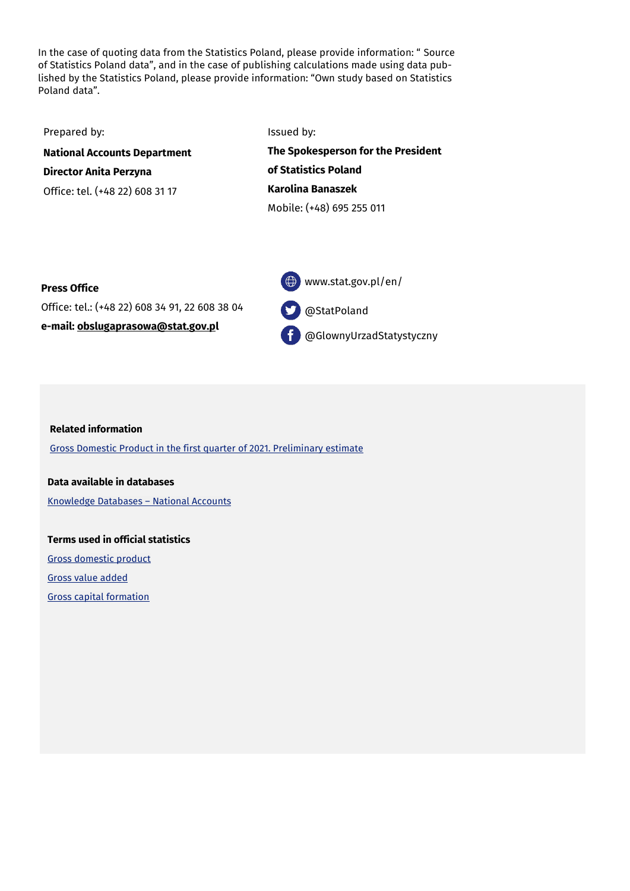In the case of quoting data from the Statistics Poland, please provide information: " Source of Statistics Poland data", and in the case of publishing calculations made using data published by the Statistics Poland, please provide information: "Own study based on Statistics Poland data".

Prepared by:

**National Accounts Department**

**Director Anita Perzyna**

Office: tel. (+48 22) 608 31 17

Issued by:

**The Spokesperson for the President of Statistics Poland**

**Karolina Banaszek**

Mobile: (+48) 695 255 011

**Press Office**

Office: tel.: (+48 22) 608 34 91, 22 608 38 04

**e-mail: obslugaprasowa@stat.gov.pl**

www.stat.gov.pl/en/

@StatPoland

@GlownyUrzadStatystyczny

**Related information**

Gross Domestic Product in the first quarter of 2021. Preliminary estimate

**Data available in databases**

Knowledge Databases – National Accounts

**Terms used in official statistics**

Gross domestic product

Gross value added

Gross capital formation